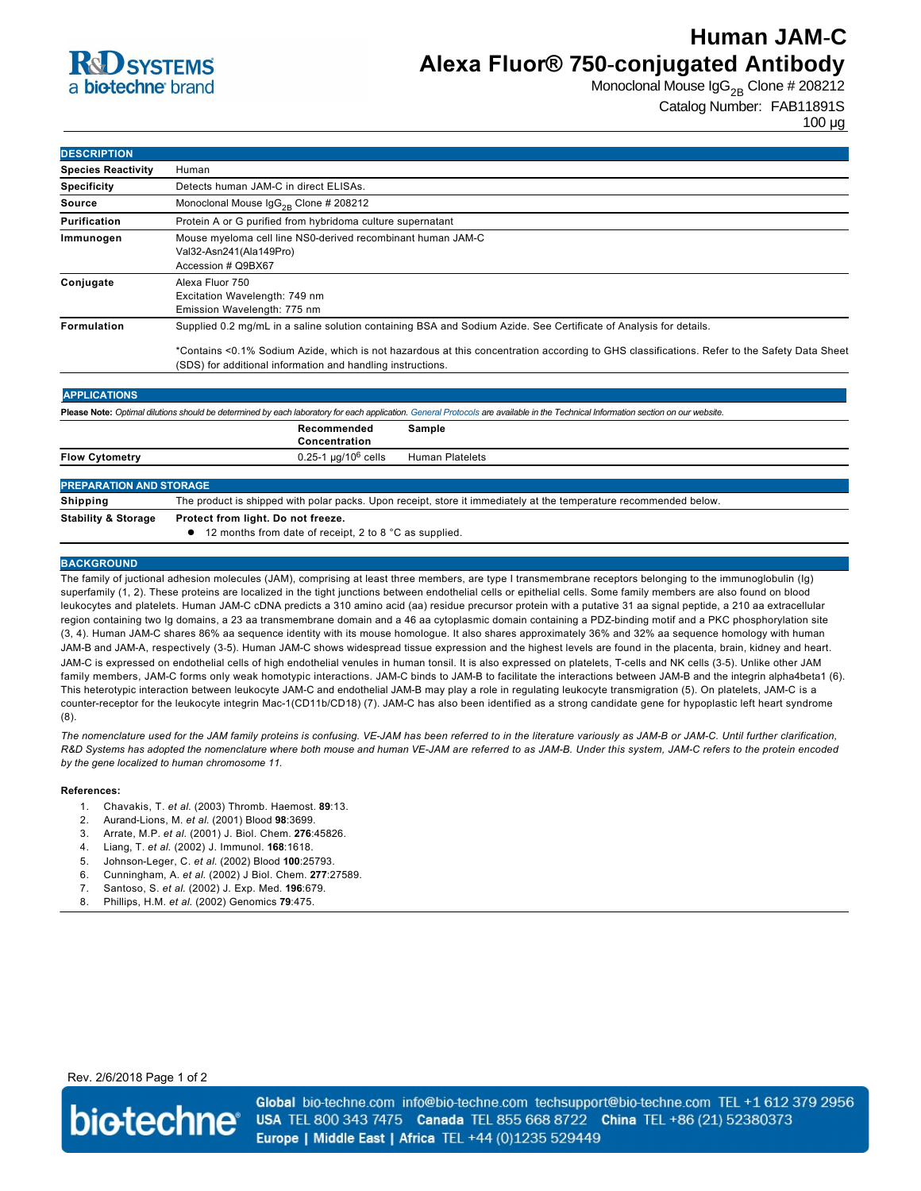R&D SYSTEMS
a bio-techne brand

# Human JAM-C Alexa Fluor® 750-conjugated Antibody

Monoclonal Mouse $IgG_{2B}$ Clone # 208212

Catalog Number: FAB11891S

100 µg

## DESCRIPTION

| | |
|---|---|
| **Species Reactivity** | Human |
| **Specificity** | Detects human JAM-C in direct ELISAs. |
| **Source** | Monoclonal Mouse $IgG_{2B}$ Clone # 208212 |
| **Purification** | Protein A or G purified from hybridoma culture supernatant |
| **Immunogen** | Mouse myeloma cell line NS0-derived recombinant human JAM-C<br>Val32-Asn241(Ala149Pro)<br>Accession # Q9BX67 |
| **Conjugate** | Alexa Fluor 750<br>Excitation Wavelength: 749 nm<br>Emission Wavelength: 775 nm |
| **Formulation** | Supplied 0.2 mg/mL in a saline solution containing BSA and Sodium Azide. See Certificate of Analysis for details.<br><br>*Contains <0.1% Sodium Azide, which is not hazardous at this concentration according to GHS classifications. Refer to the Safety Data Sheet (SDS) for additional information and handling instructions. |

## APPLICATIONS

**Please Note:** *Optimal dilutions should be determined by each laboratory for each application. General Protocols are available in the Technical Information section on our website.*

| | Recommended Concentration | Sample |
|---|---|---|
| **Flow Cytometry** | 0.25-1 µg/$10^6$ cells | Human Platelets |

## PREPARATION AND STORAGE

| | |
|---|---|
| **Shipping** | The product is shipped with polar packs. Upon receipt, store it immediately at the temperature recommended below. |
| **Stability & Storage** | **Protect from light. Do not freeze.**<br>● 12 months from date of receipt, 2 to 8 °C as supplied. |

## BACKGROUND

The family of juctional adhesion molecules (JAM), comprising at least three members, are type I transmembrane receptors belonging to the immunoglobulin (Ig) superfamily (1, 2). These proteins are localized in the tight junctions between endothelial cells or epithelial cells. Some family members are also found on blood leukocytes and platelets. Human JAM-C cDNA predicts a 310 amino acid (aa) residue precursor protein with a putative 31 aa signal peptide, a 210 aa extracellular region containing two Ig domains, a 23 aa transmembrane domain and a 46 aa cytoplasmic domain containing a PDZ-binding motif and a PKC phosphorylation site (3, 4). Human JAM-C shares 86% aa sequence identity with its mouse homologue. It also shares approximately 36% and 32% aa sequence homology with human JAM-B and JAM-A, respectively (3-5). Human JAM-C shows widespread tissue expression and the highest levels are found in the placenta, brain, kidney and heart. JAM-C is expressed on endothelial cells of high endothelial venules in human tonsil. It is also expressed on platelets, T-cells and NK cells (3-5). Unlike other JAM family members, JAM-C forms only weak homotypic interactions. JAM-C binds to JAM-B to facilitate the interactions between JAM-B and the integrin alpha4beta1 (6). This heterotypic interaction between leukocyte JAM-C and endothelial JAM-B may play a role in regulating leukocyte transmigration (5). On platelets, JAM-C is a counter-receptor for the leukocyte integrin Mac-1(CD11b/CD18) (7). JAM-C has also been identified as a strong candidate gene for hypoplastic left heart syndrome (8).

*The nomenclature used for the JAM family proteins is confusing. VE-JAM has been referred to in the literature variously as JAM-B or JAM-C. Until further clarification, R&D Systems has adopted the nomenclature where both mouse and human VE-JAM are referred to as JAM-B. Under this system, JAM-C refers to the protein encoded by the gene localized to human chromosome 11.*

**References:**

1. Chavakis, T. *et al.* (2003) Thromb. Haemost. **89**:13.
2. Aurand-Lions, M. *et al.* (2001) Blood **98**:3699.
3. Arrate, M.P. *et al.* (2001) J. Biol. Chem. **276**:45826.
4. Liang, T. *et al.* (2002) J. Immunol. **168**:1618.
5. Johnson-Leger, C. *et al.* (2002) Blood **100**:25793.
6. Cunningham, A. *et al.* (2002) J Biol. Chem. **277**:27589.
7. Santoso, S. *et al.* (2002) J. Exp. Med. **196**:679.
8. Phillips, H.M. *et al.* (2002) Genomics **79**:475.

Rev. 2/6/2018

bio-techne

**Global** bio-techne.com info@bio-techne.com techsupport@bio-techne.com TEL +1 612 379 2956
**USA** TEL 800 343 7475 **Canada** TEL 855 668 8722 **China** TEL +86 (21) 52380373
**Europe | Middle East | Africa** TEL +44 (0)1235 529449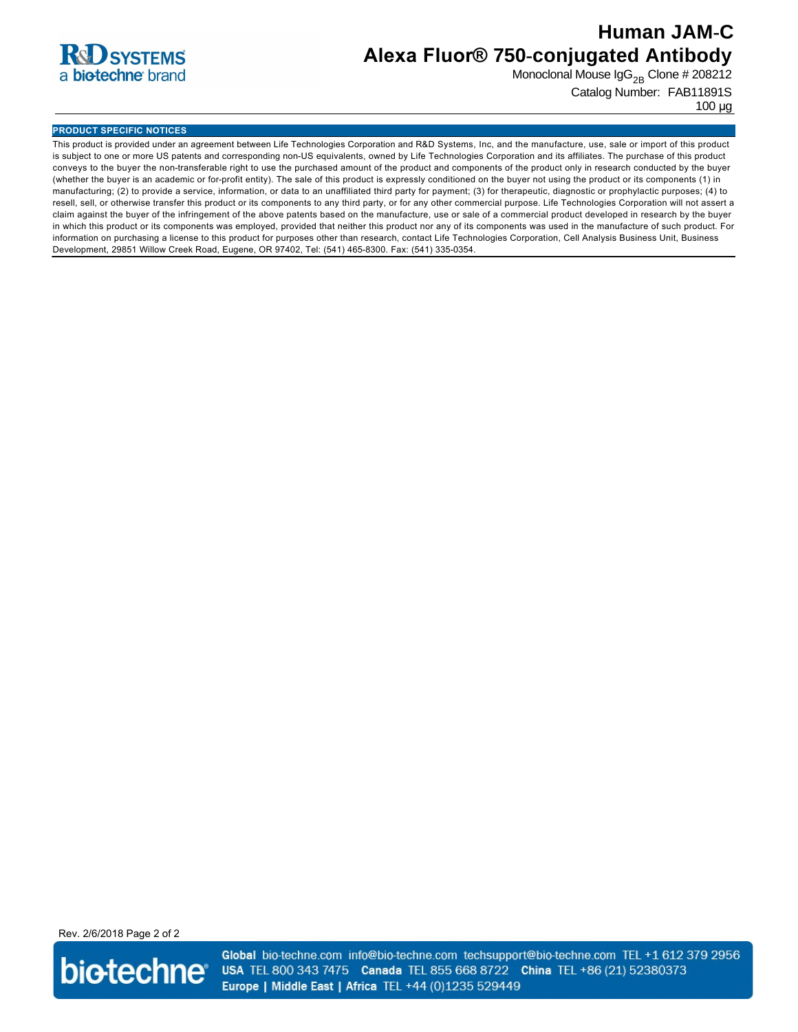# Human JAM-C Alexa Fluor® 750-conjugated Antibody

Monoclonal Mouse $IgG_{2B}$ Clone # 208212

Catalog Number: FAB11891S

100 µg

## PRODUCT SPECIFIC NOTICES

This product is provided under an agreement between Life Technologies Corporation and R&D Systems, Inc, and the manufacture, use, sale or import of this product is subject to one or more US patents and corresponding non-US equivalents, owned by Life Technologies Corporation and its affiliates. The purchase of this product conveys to the buyer the non-transferable right to use the purchased amount of the product and components of the product only in research conducted by the buyer (whether the buyer is an academic or for-profit entity). The sale of this product is expressly conditioned on the buyer not using the product or its components (1) in manufacturing; (2) to provide a service, information, or data to an unaffiliated third party for payment; (3) for therapeutic, diagnostic or prophylactic purposes; (4) to resell, sell, or otherwise transfer this product or its components to any third party, or for any other commercial purpose. Life Technologies Corporation will not assert a claim against the buyer of the infringement of the above patents based on the manufacture, use or sale of a commercial product developed in research by the buyer in which this product or its components was employed, provided that neither this product nor any of its components was used in the manufacture of such product. For information on purchasing a license to this product for purposes other than research, contact Life Technologies Corporation, Cell Analysis Business Unit, Business Development, 29851 Willow Creek Road, Eugene, OR 97402, Tel: (541) 465-8300. Fax: (541) 335-0354.

Rev. 2/6/2018

**Global** bio-techne.com info@bio-techne.com techsupport@bio-techne.com TEL +1 612 379 2956
**USA** TEL 800 343 7475 **Canada** TEL 855 668 8722 **China** TEL +86 (21) 52380373
**Europe | Middle East | Africa** TEL +44 (0)1235 529449